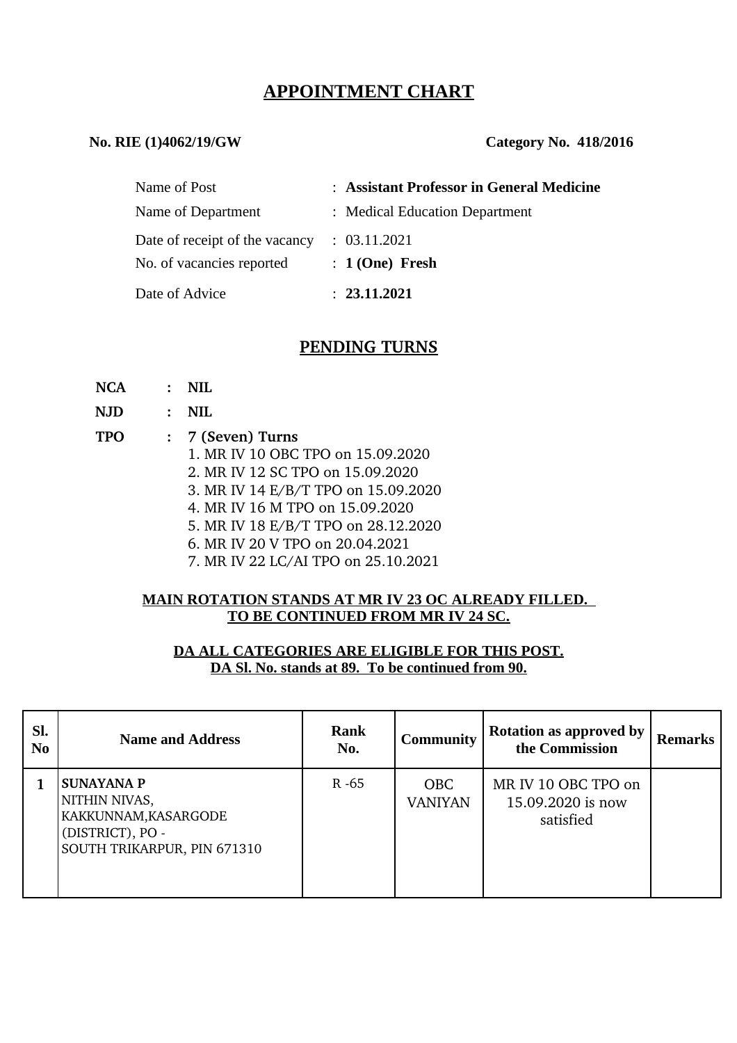# APPOINTMENT CHART

**No. RIE (1)4062/19/GW** **Category No. 418/2016**

| | |
|---|---|
| Name of Post | : **Assistant Professor in General Medicine** |
| Name of Department | : Medical Education Department |
| Date of receipt of the vacancy | : 03.11.2021 |
| No. of vacancies reported | : **1 (One) Fresh** |
| Date of Advice | : **23.11.2021** |

## PENDING TURNS

**NCA : NIL**

**NJD : NIL**

**TPO : 7 (Seven) Turns**

1. MR IV 10 OBC TPO on 15.09.2020
2. MR IV 12 SC TPO on 15.09.2020
3. MR IV 14 E/B/T TPO on 15.09.2020
4. MR IV 16 M TPO on 15.09.2020
5. MR IV 18 E/B/T TPO on 28.12.2020
6. MR IV 20 V TPO on 20.04.2021
7. MR IV 22 LC/AI TPO on 25.10.2021

**MAIN ROTATION STANDS AT MR IV 23 OC ALREADY FILLED.
TO BE CONTINUED FROM MR IV 24 SC.**

**DA ALL CATEGORIES ARE ELIGIBLE FOR THIS POST.
DA Sl. No. stands at 89. To be continued from 90.**

| Sl. No | Name and Address | Rank No. | Community | Rotation as approved by the Commission | Remarks |
|---|---|---|---|---|---|
| 1 | **SUNAYANA P** NITHIN NIVAS, KAKKUNNAM,KASARGODE (DISTRICT), PO - SOUTH TRIKARPUR, PIN 671310 | R -65 | OBC VANIYAN | MR IV 10 OBC TPO on 15.09.2020 is now satisfied | |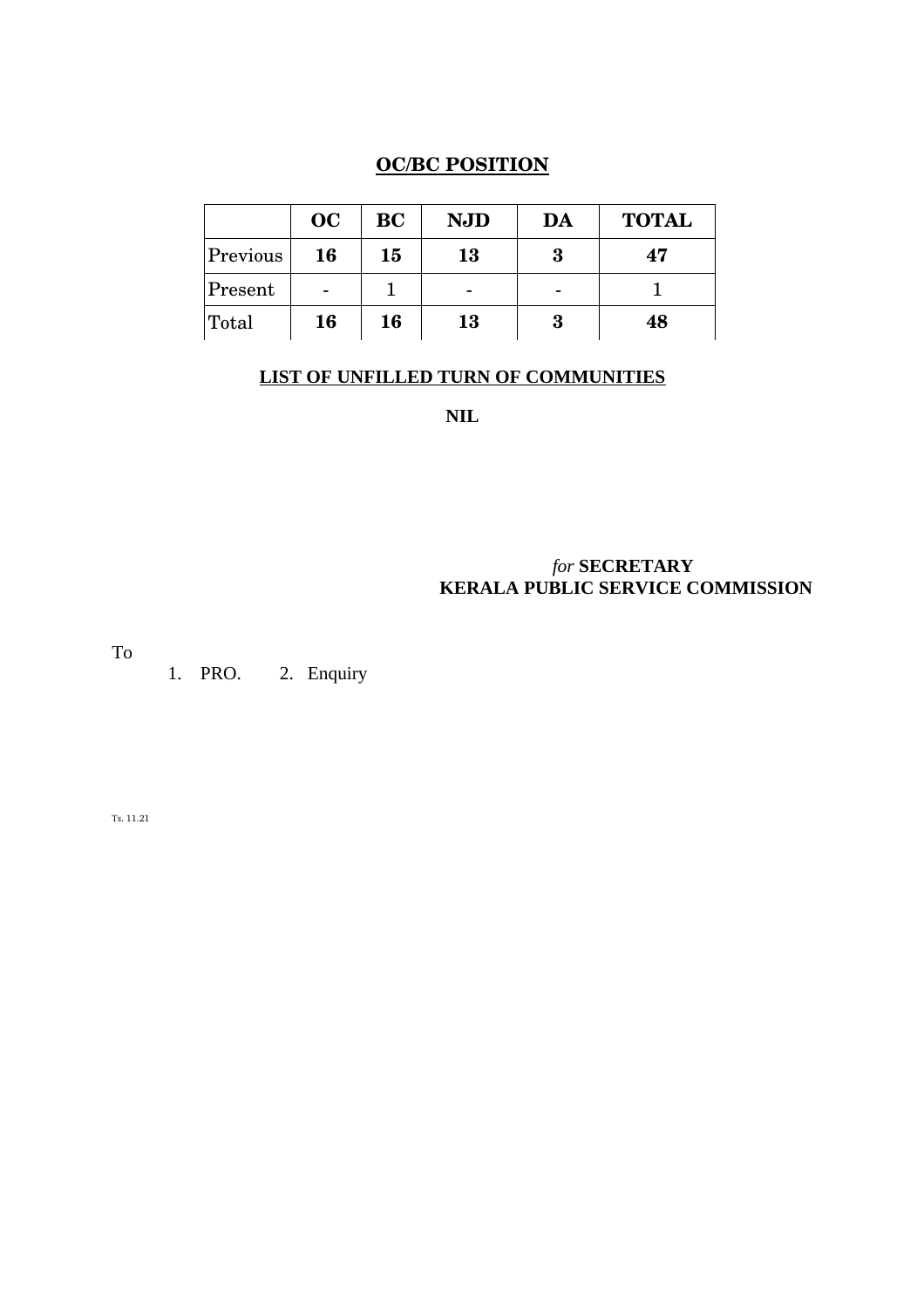## OC/BC POSITION

| | OC | BC | NJD | DA | TOTAL |
|---|---|---|---|---|---|
| Previous | **16** | **15** | **13** | **3** | **47** |
| Present | - | 1 | - | - | 1 |
| Total | **16** | **16** | **13** | **3** | **48** |

## LIST OF UNFILLED TURN OF COMMUNITIES

**NIL**

*for* **SECRETARY**
**KERALA PUBLIC SERVICE COMMISSION**

To

1. PRO. 2. Enquiry

Ts. 11.21